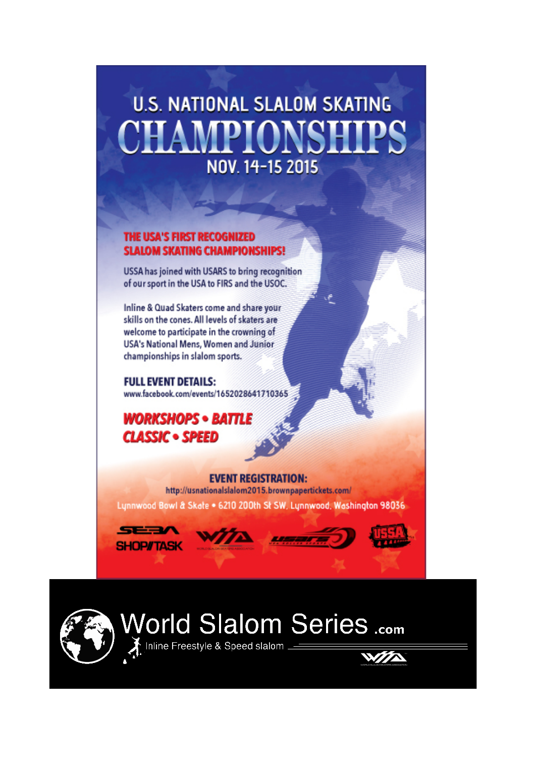# U.S. NATIONAL SLALOM SKATING CHAMPIONSHIPS

## NOV. 14-15 2015

**THE USA'S FIRST RECOGNIZED SLALOM SKATING CHAMPIONSHIPS!**

USSA has joined with USARS to bring recognition of our sport in the USA to FIRS and the USOC.

Inline & Quad Skaters come and share your skills on the cones. All levels of skaters are welcome to participate in the crowning of USA's National Mens, Women and Junior championships in slalom sports.

**FULL EVENT DETAILS:**
www.facebook.com/events/1652028641710365

***WORKSHOPS • BATTLE***
***CLASSIC • SPEED***

**EVENT REGISTRATION:**
http://usnationalslalom2015.brownpapertickets.com/

Lynnwood Bowl & Skate • 6210 200th St SW, Lynnwood, Washington 98036

SEBA SHOP//TASK

World Slalom Series .com

Inline Freestyle & Speed slalom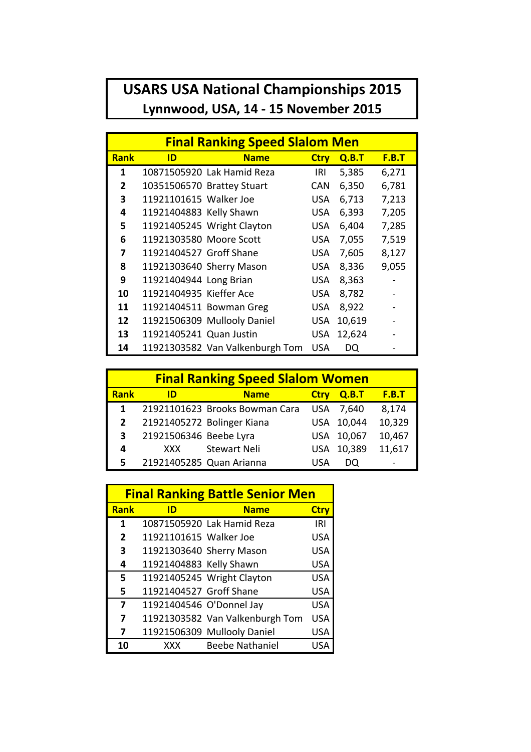# USARS USA National Championships 2015

## Lynnwood, USA, 14 - 15 November 2015

### Final Ranking Speed Slalom Men

| Rank | ID | Name | Ctry | Q.B.T | F.B.T |
|---|---|---|---|---|---|
| 1 | 10871505920 | Lak Hamid Reza | IRI | 5,385 | 6,271 |
| 2 | 10351506570 | Brattey Stuart | CAN | 6,350 | 6,781 |
| 3 | 11921101615 | Walker Joe | USA | 6,713 | 7,213 |
| 4 | 11921404883 | Kelly Shawn | USA | 6,393 | 7,205 |
| 5 | 11921405245 | Wright Clayton | USA | 6,404 | 7,285 |
| 6 | 11921303580 | Moore Scott | USA | 7,055 | 7,519 |
| 7 | 11921404527 | Groff Shane | USA | 7,605 | 8,127 |
| 8 | 11921303640 | Sherry Mason | USA | 8,336 | 9,055 |
| 9 | 11921404944 | Long Brian | USA | 8,363 | - |
| 10 | 11921404935 | Kieffer Ace | USA | 8,782 | - |
| 11 | 11921404511 | Bowman Greg | USA | 8,922 | - |
| 12 | 11921506309 | Mullooly Daniel | USA | 10,619 | - |
| 13 | 11921405241 | Quan Justin | USA | 12,624 | - |
| 14 | 11921303582 | Van Valkenburgh Tom | USA | DQ | - |

### Final Ranking Speed Slalom Women

| Rank | ID | Name | Ctry | Q.B.T | F.B.T |
|---|---|---|---|---|---|
| 1 | 21921101623 | Brooks Bowman Cara | USA | 7,640 | 8,174 |
| 2 | 21921405272 | Bolinger Kiana | USA | 10,044 | 10,329 |
| 3 | 21921506346 | Beebe Lyra | USA | 10,067 | 10,467 |
| 4 | XXX | Stewart Neli | USA | 10,389 | 11,617 |
| 5 | 21921405285 | Quan Arianna | USA | DQ | - |

### Final Ranking Battle Senior Men

| Rank | ID | Name | Ctry |
|---|---|---|---|
| 1 | 10871505920 | Lak Hamid Reza | IRI |
| 2 | 11921101615 | Walker Joe | USA |
| 3 | 11921303640 | Sherry Mason | USA |
| 4 | 11921404883 | Kelly Shawn | USA |
| 5 | 11921405245 | Wright Clayton | USA |
| 5 | 11921404527 | Groff Shane | USA |
| 7 | 11921404546 | O'Donnel Jay | USA |
| 7 | 11921303582 | Van Valkenburgh Tom | USA |
| 7 | 11921506309 | Mullooly Daniel | USA |
| 10 | XXX | Beebe Nathaniel | USA |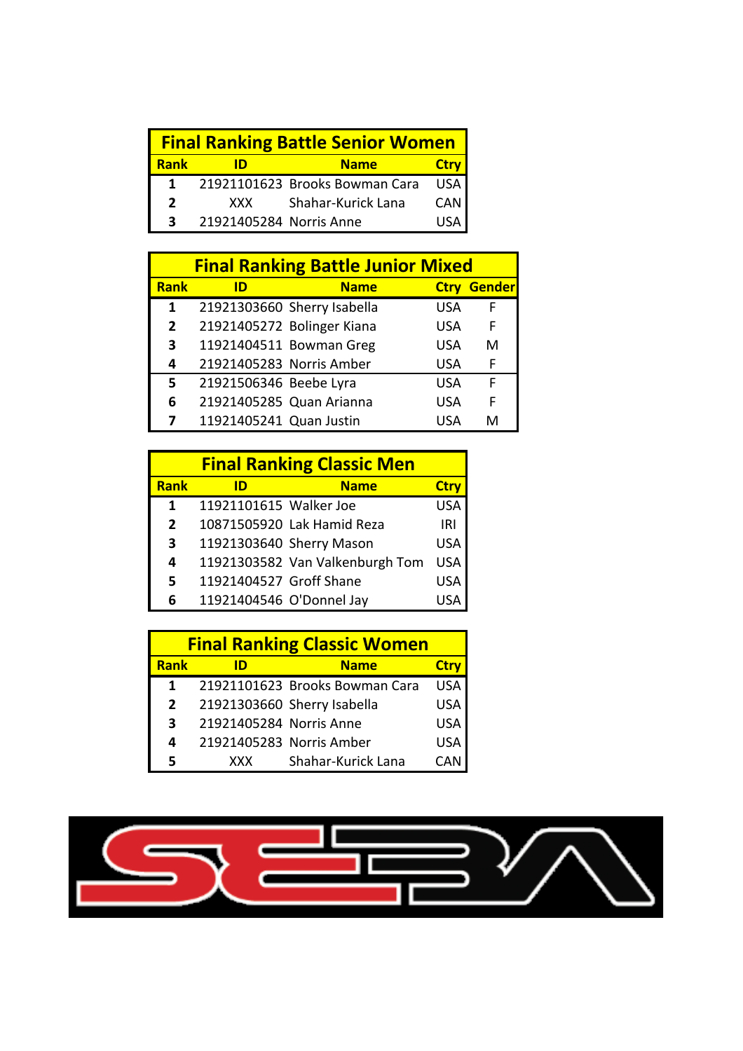## Final Ranking Battle Senior Women

| Rank | ID | Name | Ctry |
|---|---|---|---|
| 1 | 21921101623 | Brooks Bowman Cara | USA |
| 2 | XXX | Shahar-Kurick Lana | CAN |
| 3 | 21921405284 | Norris Anne | USA |

## Final Ranking Battle Junior Mixed

| Rank | ID | Name | Ctry | Gender |
|---|---|---|---|---|
| 1 | 21921303660 | Sherry Isabella | USA | F |
| 2 | 21921405272 | Bolinger Kiana | USA | F |
| 3 | 11921404511 | Bowman Greg | USA | M |
| 4 | 21921405283 | Norris Amber | USA | F |
| 5 | 21921506346 | Beebe Lyra | USA | F |
| 6 | 21921405285 | Quan Arianna | USA | F |
| 7 | 11921405241 | Quan Justin | USA | M |

## Final Ranking Classic Men

| Rank | ID | Name | Ctry |
|---|---|---|---|
| 1 | 11921101615 | Walker Joe | USA |
| 2 | 10871505920 | Lak Hamid Reza | IRI |
| 3 | 11921303640 | Sherry Mason | USA |
| 4 | 11921303582 | Van Valkenburgh Tom | USA |
| 5 | 11921404527 | Groff Shane | USA |
| 6 | 11921404546 | O'Donnel Jay | USA |

## Final Ranking Classic Women

| Rank | ID | Name | Ctry |
|---|---|---|---|
| 1 | 21921101623 | Brooks Bowman Cara | USA |
| 2 | 21921303660 | Sherry Isabella | USA |
| 3 | 21921405284 | Norris Anne | USA |
| 4 | 21921405283 | Norris Amber | USA |
| 5 | XXX | Shahar-Kurick Lana | CAN |

SEBA